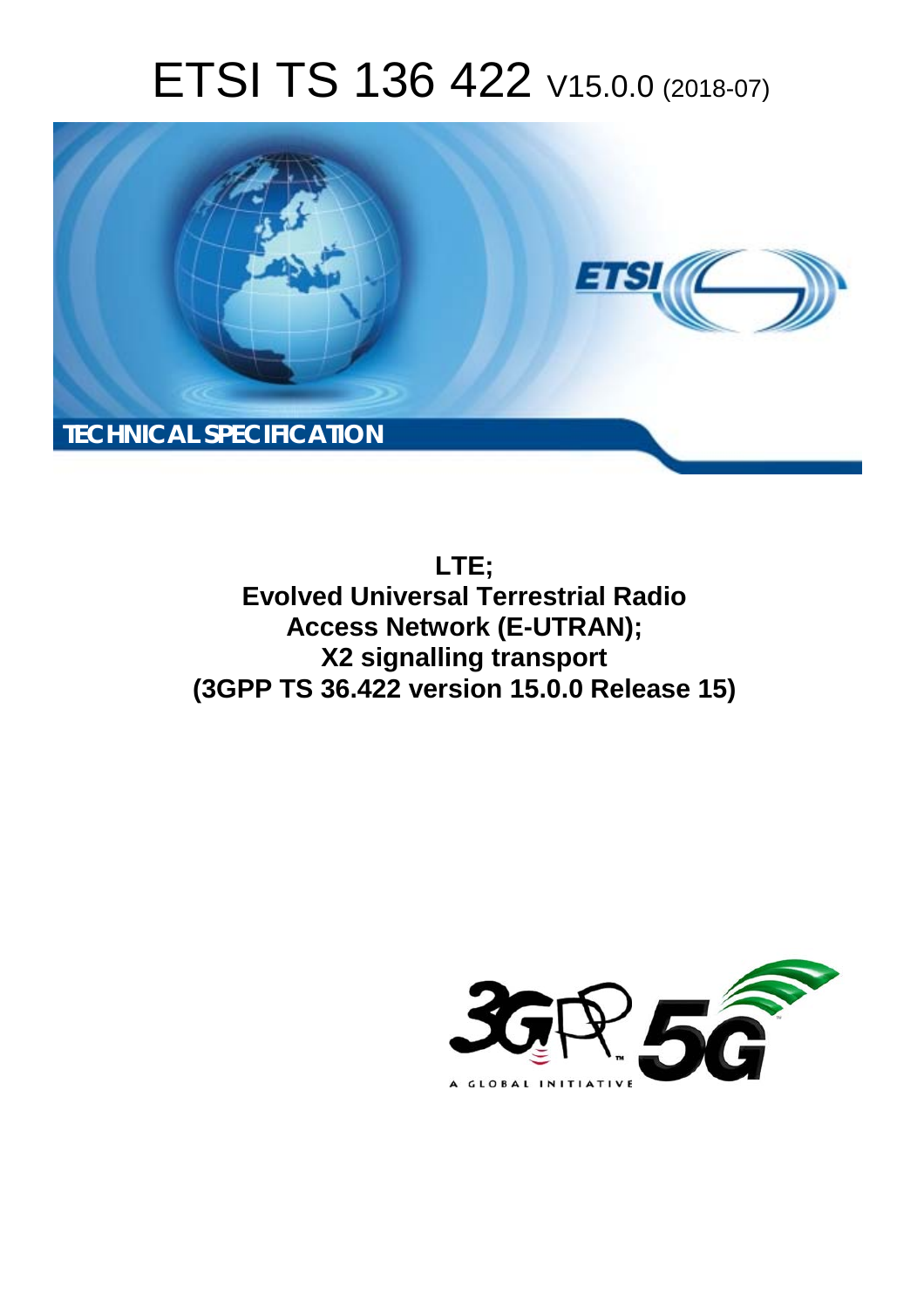# ETSI TS 136 422 V15.0.0 (2018-07)

TECHNICAL SPECIFICATION

**LTE;**
**Evolved Universal Terrestrial Radio Access Network (E-UTRAN);**
**X2 signalling transport**
**(3GPP TS 36.422 version 15.0.0 Release 15)**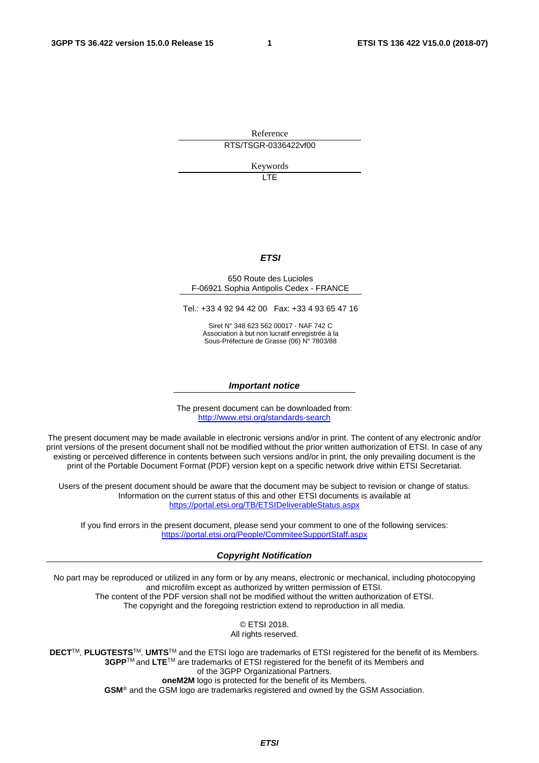Reference

RTS/TSGR-0336422vf00

Keywords

LTE

***ETSI***

650 Route des Lucioles
F-06921 Sophia Antipolis Cedex - FRANCE

Tel.: +33 4 92 94 42 00 Fax: +33 4 93 65 47 16

Siret N° 348 623 562 00017 - NAF 742 C
Association à but non lucratif enregistrée à la
Sous-Préfecture de Grasse (06) N° 7803/88

***Important notice***

The present document can be downloaded from:
http://www.etsi.org/standards-search

The present document may be made available in electronic versions and/or in print. The content of any electronic and/or print versions of the present document shall not be modified without the prior written authorization of ETSI. In case of any existing or perceived difference in contents between such versions and/or in print, the only prevailing document is the print of the Portable Document Format (PDF) version kept on a specific network drive within ETSI Secretariat.

Users of the present document should be aware that the document may be subject to revision or change of status. Information on the current status of this and other ETSI documents is available at
https://portal.etsi.org/TB/ETSIDeliverableStatus.aspx

If you find errors in the present document, please send your comment to one of the following services:
https://portal.etsi.org/People/CommiteeSupportStaff.aspx

***Copyright Notification***

No part may be reproduced or utilized in any form or by any means, electronic or mechanical, including photocopying and microfilm except as authorized by written permission of ETSI.
The content of the PDF version shall not be modified without the written authorization of ETSI.
The copyright and the foregoing restriction extend to reproduction in all media.

© ETSI 2018.
All rights reserved.

**DECT**™, **PLUGTESTS**™, **UMTS**™ and the ETSI logo are trademarks of ETSI registered for the benefit of its Members.
**3GPP**™ and **LTE**™ are trademarks of ETSI registered for the benefit of its Members and of the 3GPP Organizational Partners.
**oneM2M** logo is protected for the benefit of its Members.
**GSM**® and the GSM logo are trademarks registered and owned by the GSM Association.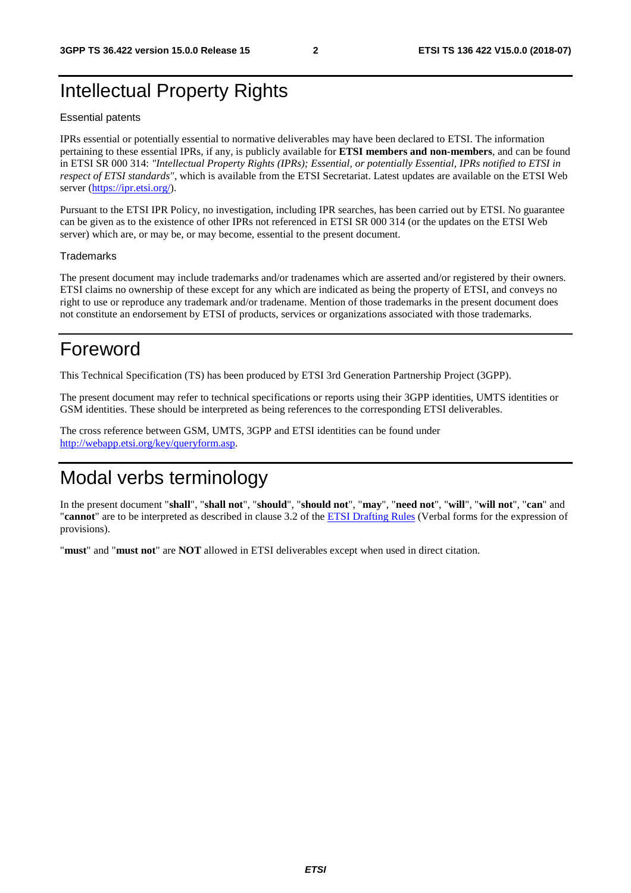# Intellectual Property Rights

Essential patents

IPRs essential or potentially essential to normative deliverables may have been declared to ETSI. The information pertaining to these essential IPRs, if any, is publicly available for **ETSI members and non-members**, and can be found in ETSI SR 000 314: *"Intellectual Property Rights (IPRs); Essential, or potentially Essential, IPRs notified to ETSI in respect of ETSI standards"*, which is available from the ETSI Secretariat. Latest updates are available on the ETSI Web server (https://ipr.etsi.org/).

Pursuant to the ETSI IPR Policy, no investigation, including IPR searches, has been carried out by ETSI. No guarantee can be given as to the existence of other IPRs not referenced in ETSI SR 000 314 (or the updates on the ETSI Web server) which are, or may be, or may become, essential to the present document.

Trademarks

The present document may include trademarks and/or tradenames which are asserted and/or registered by their owners. ETSI claims no ownership of these except for any which are indicated as being the property of ETSI, and conveys no right to use or reproduce any trademark and/or tradename. Mention of those trademarks in the present document does not constitute an endorsement by ETSI of products, services or organizations associated with those trademarks.

# Foreword

This Technical Specification (TS) has been produced by ETSI 3rd Generation Partnership Project (3GPP).

The present document may refer to technical specifications or reports using their 3GPP identities, UMTS identities or GSM identities. These should be interpreted as being references to the corresponding ETSI deliverables.

The cross reference between GSM, UMTS, 3GPP and ETSI identities can be found under http://webapp.etsi.org/key/queryform.asp.

# Modal verbs terminology

In the present document "**shall**", "**shall not**", "**should**", "**should not**", "**may**", "**need not**", "**will**", "**will not**", "**can**" and "**cannot**" are to be interpreted as described in clause 3.2 of the ETSI Drafting Rules (Verbal forms for the expression of provisions).

"**must**" and "**must not**" are **NOT** allowed in ETSI deliverables except when used in direct citation.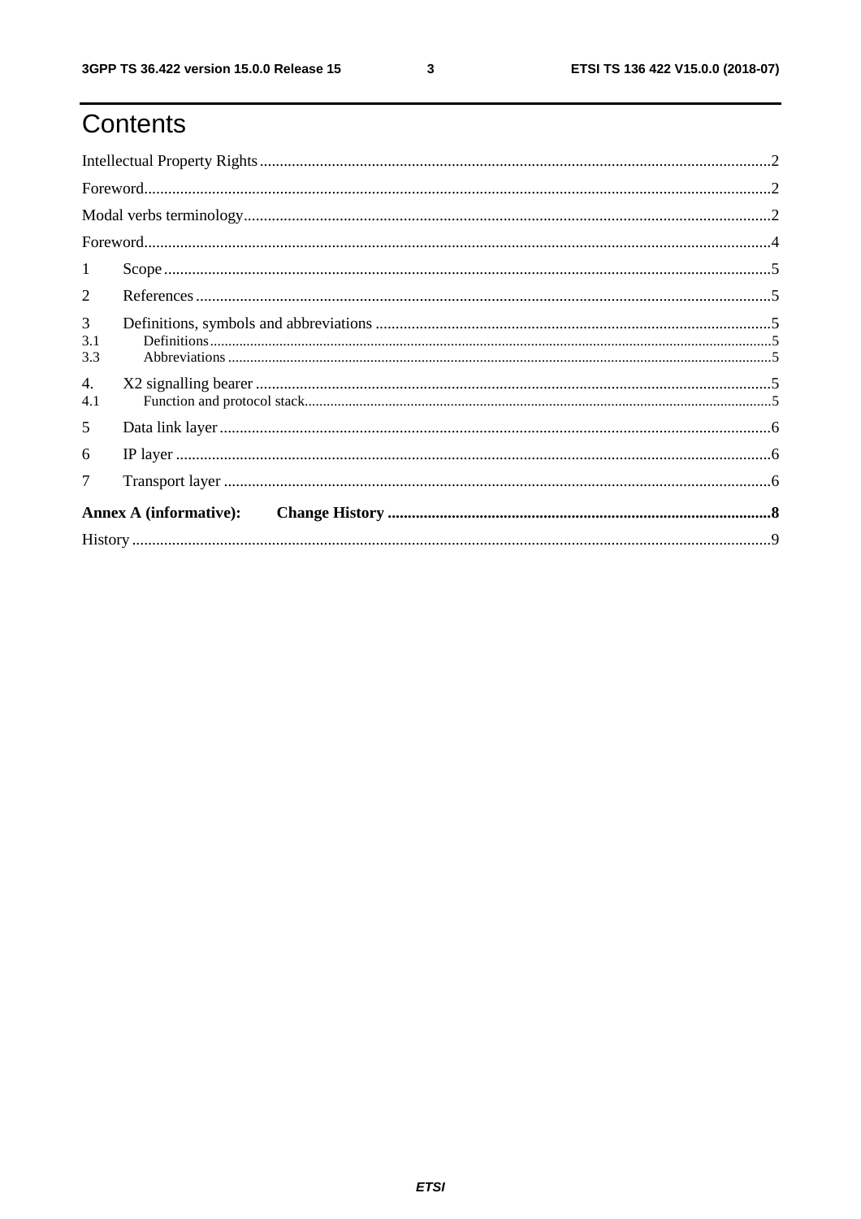# Contents

Intellectual Property Rights ........................................................................................................................... 2

Foreword ........................................................................................................................................................ 2

Modal verbs terminology ................................................................................................................................ 2

Foreword ........................................................................................................................................................ 4

1 Scope ........................................................................................................................................................ 5

2 References ................................................................................................................................................ 5

3 Definitions, symbols and abbreviations ................................................................................................... 5

3.1 Definitions ............................................................................................................................................. 5

3.3 Abbreviations ......................................................................................................................................... 5

4. X2 signalling bearer ................................................................................................................................ 5

4.1 Function and protocol stack ................................................................................................................... 5

5 Data link layer .......................................................................................................................................... 6

6 IP layer ...................................................................................................................................................... 6

7 Transport layer ......................................................................................................................................... 6

**Annex A (informative): Change History** ................................................................................................ **8**

History ............................................................................................................................................................ 9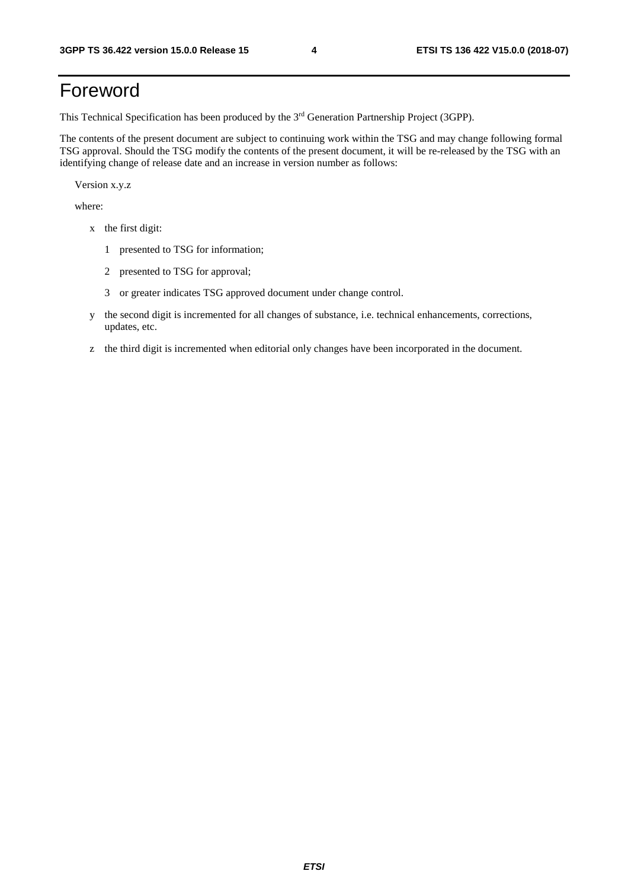# Foreword

This Technical Specification has been produced by the 3rd Generation Partnership Project (3GPP).

The contents of the present document are subject to continuing work within the TSG and may change following formal TSG approval. Should the TSG modify the contents of the present document, it will be re-released by the TSG with an identifying change of release date and an increase in version number as follows:

Version x.y.z

where:

- x the first digit:
  - 1 presented to TSG for information;
  - 2 presented to TSG for approval;
  - 3 or greater indicates TSG approved document under change control.
- y the second digit is incremented for all changes of substance, i.e. technical enhancements, corrections, updates, etc.
- z the third digit is incremented when editorial only changes have been incorporated in the document.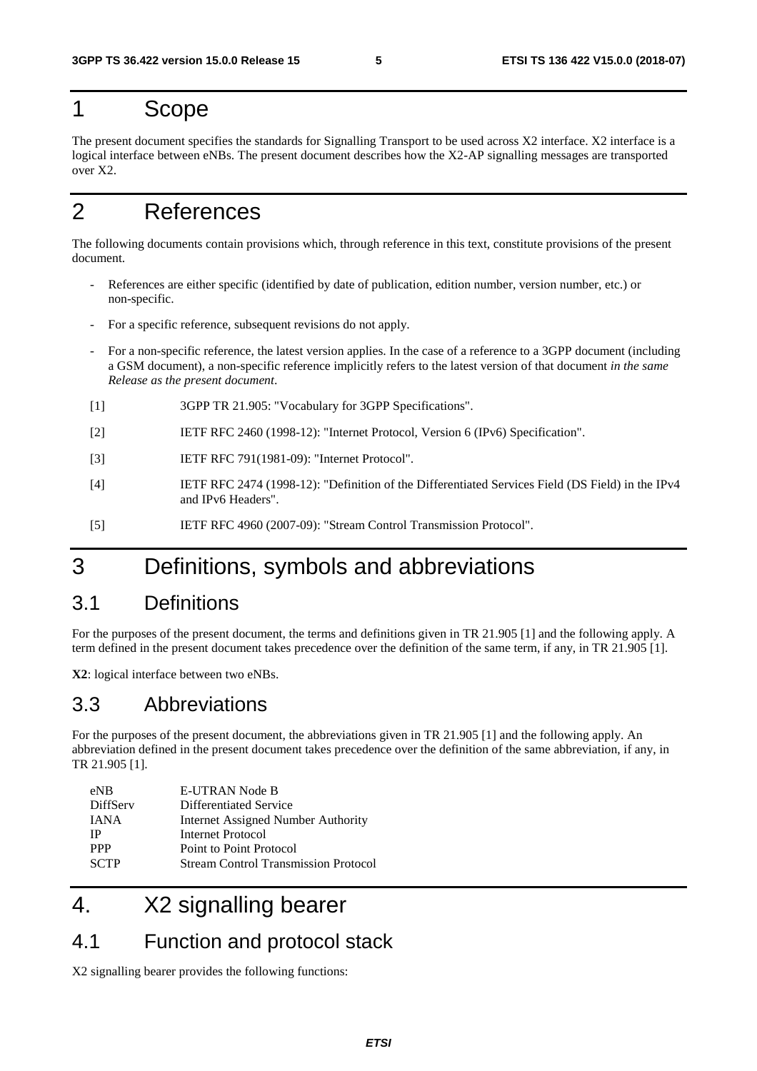# 1 Scope

The present document specifies the standards for Signalling Transport to be used across X2 interface. X2 interface is a logical interface between eNBs. The present document describes how the X2-AP signalling messages are transported over X2.

# 2 References

The following documents contain provisions which, through reference in this text, constitute provisions of the present document.

- References are either specific (identified by date of publication, edition number, version number, etc.) or non-specific.
- For a specific reference, subsequent revisions do not apply.
- For a non-specific reference, the latest version applies. In the case of a reference to a 3GPP document (including a GSM document), a non-specific reference implicitly refers to the latest version of that document *in the same Release as the present document*.

[1] 3GPP TR 21.905: "Vocabulary for 3GPP Specifications".

[2] IETF RFC 2460 (1998-12): "Internet Protocol, Version 6 (IPv6) Specification".

[3] IETF RFC 791(1981-09): "Internet Protocol".

[4] IETF RFC 2474 (1998-12): "Definition of the Differentiated Services Field (DS Field) in the IPv4 and IPv6 Headers".

[5] IETF RFC 4960 (2007-09): "Stream Control Transmission Protocol".

# 3 Definitions, symbols and abbreviations

## 3.1 Definitions

For the purposes of the present document, the terms and definitions given in TR 21.905 [1] and the following apply. A term defined in the present document takes precedence over the definition of the same term, if any, in TR 21.905 [1].

**X2**: logical interface between two eNBs.

## 3.3 Abbreviations

For the purposes of the present document, the abbreviations given in TR 21.905 [1] and the following apply. An abbreviation defined in the present document takes precedence over the definition of the same abbreviation, if any, in TR 21.905 [1].

| | |
|---|---|
| eNB | E-UTRAN Node B |
| DiffServ | Differentiated Service |
| IANA | Internet Assigned Number Authority |
| IP | Internet Protocol |
| PPP | Point to Point Protocol |
| SCTP | Stream Control Transmission Protocol |

# 4. X2 signalling bearer

## 4.1 Function and protocol stack

X2 signalling bearer provides the following functions: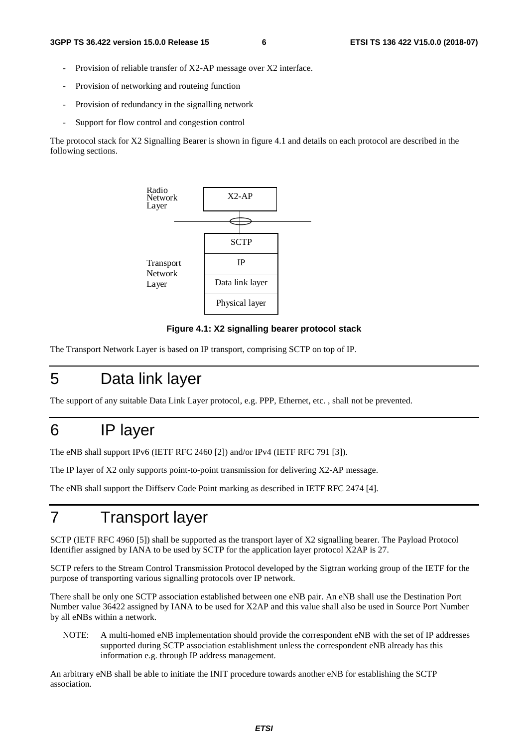- Provision of reliable transfer of X2-AP message over X2 interface.
- Provision of networking and routeing function
- Provision of redundancy in the signalling network
- Support for flow control and congestion control

The protocol stack for X2 Signalling Bearer is shown in figure 4.1 and details on each protocol are described in the following sections.

| | |
|---|---|
| Radio Network Layer | X2-AP |
| Transport Network Layer | SCTP |
| | IP |
| | Data link layer |
| | Physical layer |

**Figure 4.1: X2 signalling bearer protocol stack**

The Transport Network Layer is based on IP transport, comprising SCTP on top of IP.

# 5 Data link layer

The support of any suitable Data Link Layer protocol, e.g. PPP, Ethernet, etc. , shall not be prevented.

# 6 IP layer

The eNB shall support IPv6 (IETF RFC 2460 [2]) and/or IPv4 (IETF RFC 791 [3]).

The IP layer of X2 only supports point-to-point transmission for delivering X2-AP message.

The eNB shall support the Diffserv Code Point marking as described in IETF RFC 2474 [4].

# 7 Transport layer

SCTP (IETF RFC 4960 [5]) shall be supported as the transport layer of X2 signalling bearer. The Payload Protocol Identifier assigned by IANA to be used by SCTP for the application layer protocol X2AP is 27.

SCTP refers to the Stream Control Transmission Protocol developed by the Sigtran working group of the IETF for the purpose of transporting various signalling protocols over IP network.

There shall be only one SCTP association established between one eNB pair. An eNB shall use the Destination Port Number value 36422 assigned by IANA to be used for X2AP and this value shall also be used in Source Port Number by all eNBs within a network.

NOTE: A multi-homed eNB implementation should provide the correspondent eNB with the set of IP addresses supported during SCTP association establishment unless the correspondent eNB already has this information e.g. through IP address management.

An arbitrary eNB shall be able to initiate the INIT procedure towards another eNB for establishing the SCTP association.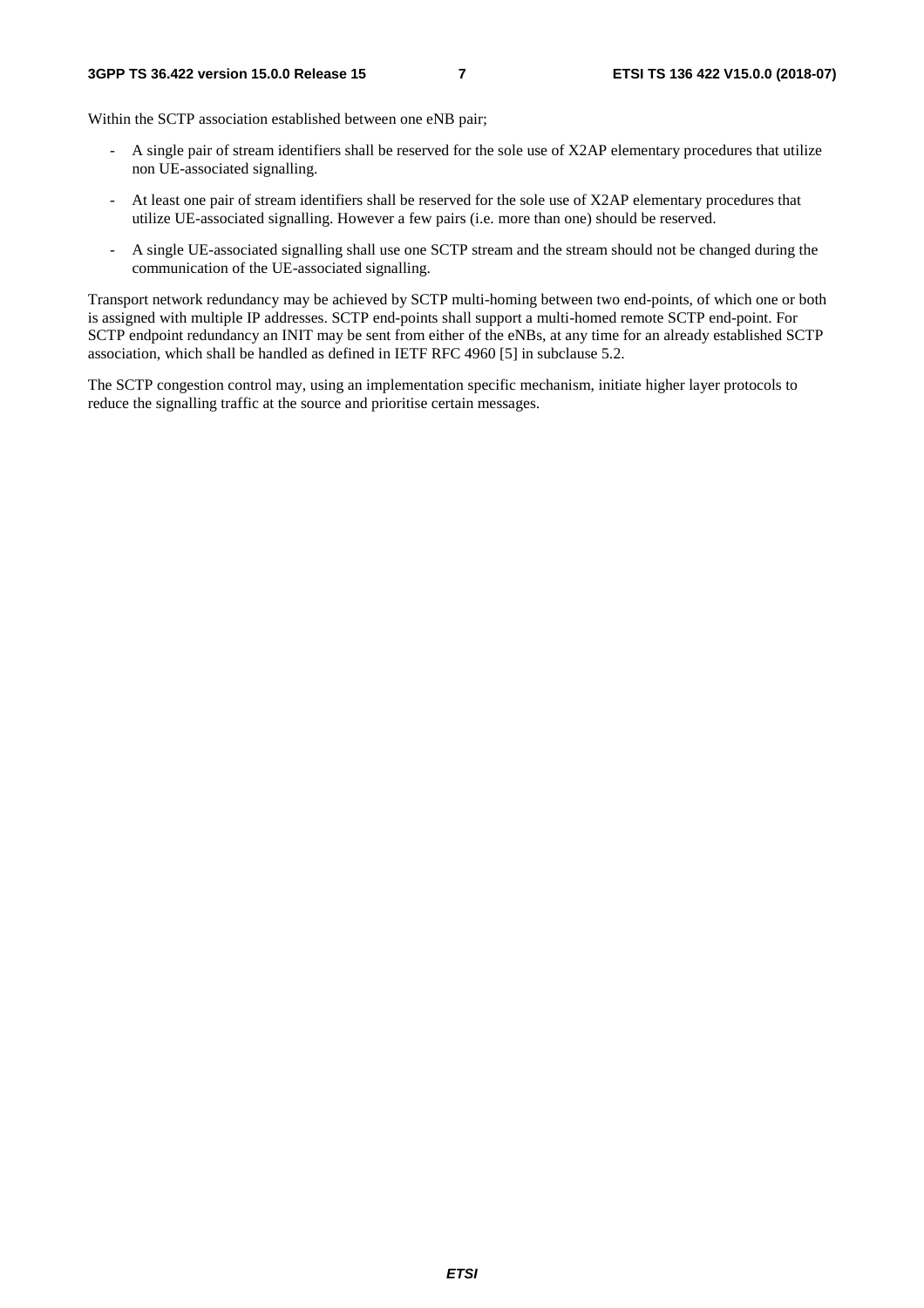Within the SCTP association established between one eNB pair;

- A single pair of stream identifiers shall be reserved for the sole use of X2AP elementary procedures that utilize non UE-associated signalling.
- At least one pair of stream identifiers shall be reserved for the sole use of X2AP elementary procedures that utilize UE-associated signalling. However a few pairs (i.e. more than one) should be reserved.
- A single UE-associated signalling shall use one SCTP stream and the stream should not be changed during the communication of the UE-associated signalling.

Transport network redundancy may be achieved by SCTP multi-homing between two end-points, of which one or both is assigned with multiple IP addresses. SCTP end-points shall support a multi-homed remote SCTP end-point. For SCTP endpoint redundancy an INIT may be sent from either of the eNBs, at any time for an already established SCTP association, which shall be handled as defined in IETF RFC 4960 [5] in subclause 5.2.

The SCTP congestion control may, using an implementation specific mechanism, initiate higher layer protocols to reduce the signalling traffic at the source and prioritise certain messages.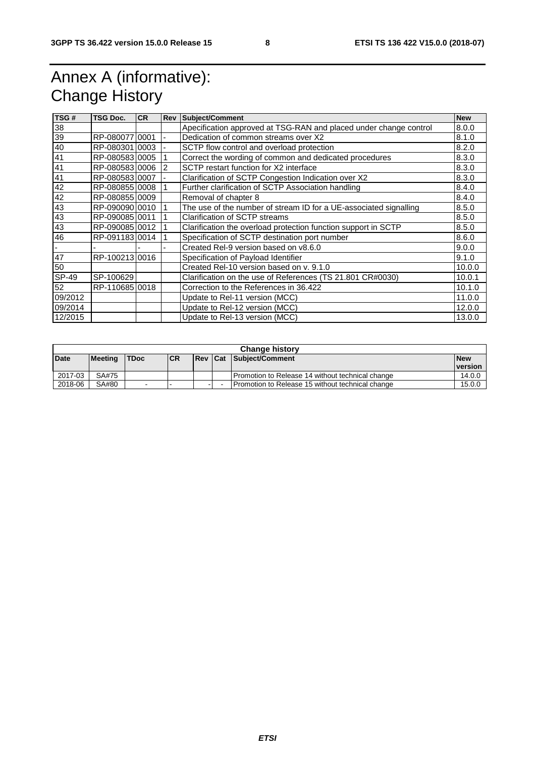# Annex A (informative): Change History

| TSG # | TSG Doc. | CR | Rev | Subject/Comment | New |
|---|---|---|---|---|---|
| 38 | | | | Apecification approved at TSG-RAN and placed under change control | 8.0.0 |
| 39 | RP-080077 | 0001 | - | Dedication of common streams over X2 | 8.1.0 |
| 40 | RP-080301 | 0003 | - | SCTP flow control and overload protection | 8.2.0 |
| 41 | RP-080583 | 0005 | 1 | Correct the wording of common and dedicated procedures | 8.3.0 |
| 41 | RP-080583 | 0006 | 2 | SCTP restart function for X2 interface | 8.3.0 |
| 41 | RP-080583 | 0007 | - | Clarification of SCTP Congestion Indication over X2 | 8.3.0 |
| 42 | RP-080855 | 0008 | 1 | Further clarification of SCTP Association handling | 8.4.0 |
| 42 | RP-080855 | 0009 | | Removal of chapter 8 | 8.4.0 |
| 43 | RP-090090 | 0010 | 1 | The use of the number of stream ID for a UE-associated signalling | 8.5.0 |
| 43 | RP-090085 | 0011 | 1 | Clarification of SCTP streams | 8.5.0 |
| 43 | RP-090085 | 0012 | 1 | Clarification the overload protection function support in SCTP | 8.5.0 |
| 46 | RP-091183 | 0014 | 1 | Specification of SCTP destination port number | 8.6.0 |
| - | - | - | - | Created Rel-9 version based on v8.6.0 | 9.0.0 |
| 47 | RP-100213 | 0016 | | Specification of Payload Identifier | 9.1.0 |
| 50 | | | | Created Rel-10 version based on v. 9.1.0 | 10.0.0 |
| SP-49 | SP-100629 | | | Clarification on the use of References (TS 21.801 CR#0030) | 10.0.1 |
| 52 | RP-110685 | 0018 | | Correction to the References in 36.422 | 10.1.0 |
| 09/2012 | | | | Update to Rel-11 version (MCC) | 11.0.0 |
| 09/2014 | | | | Update to Rel-12 version (MCC) | 12.0.0 |
| 12/2015 | | | | Update to Rel-13 version (MCC) | 13.0.0 |

| Change history | | | | | | | |
|---|---|---|---|---|---|---|---|
| **Date** | **Meeting** | **TDoc** | **CR** | **Rev** | **Cat** | **Subject/Comment** | **New version** |
| 2017-03 | SA#75 | | | | | Promotion to Release 14 without technical change | 14.0.0 |
| 2018-06 | SA#80 | - | - | - | - | Promotion to Release 15 without technical change | 15.0.0 |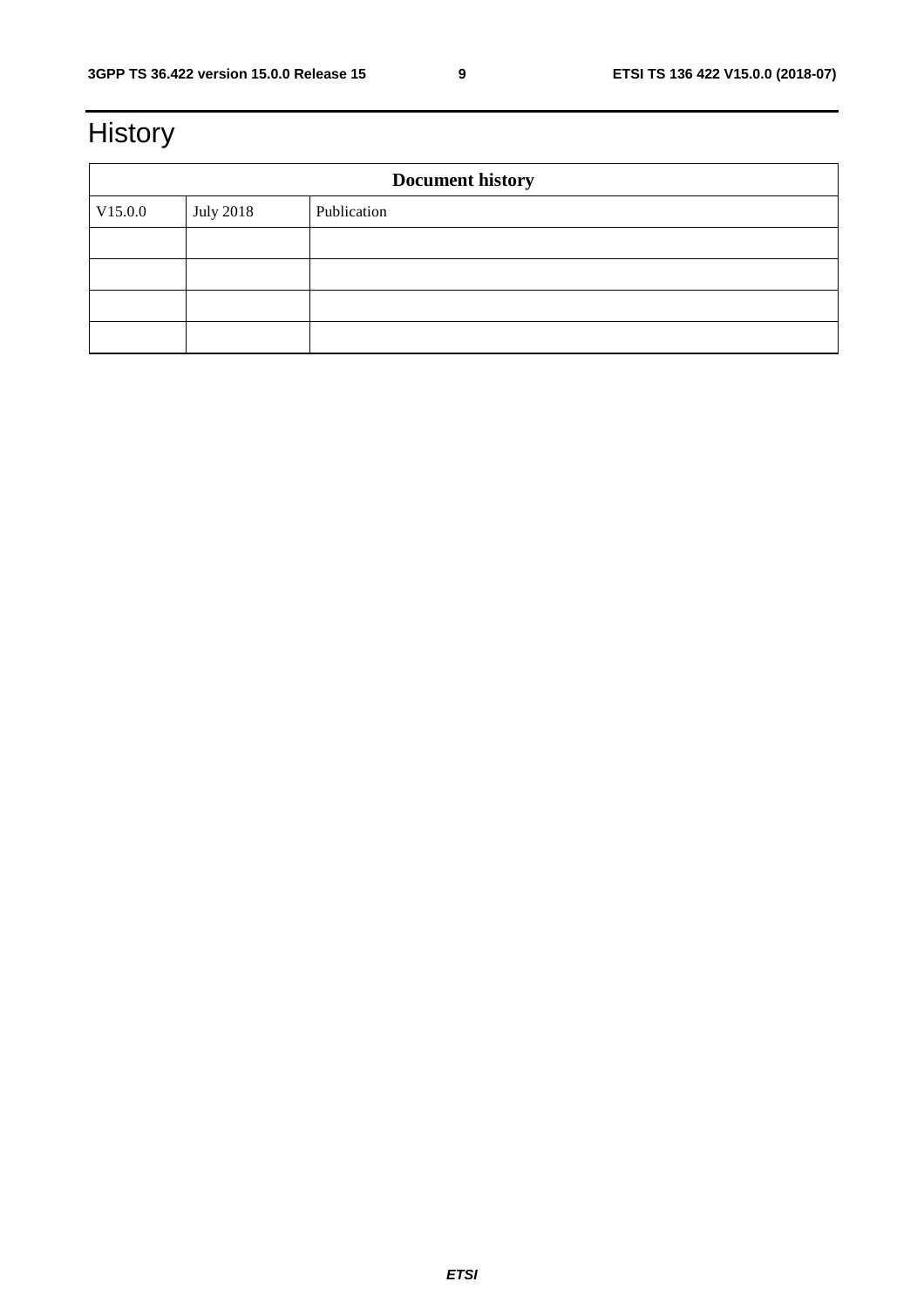# History

| Document history | | |
|---|---|---|
| V15.0.0 | July 2018 | Publication |
| | | |
| | | |
| | | |
| | | |